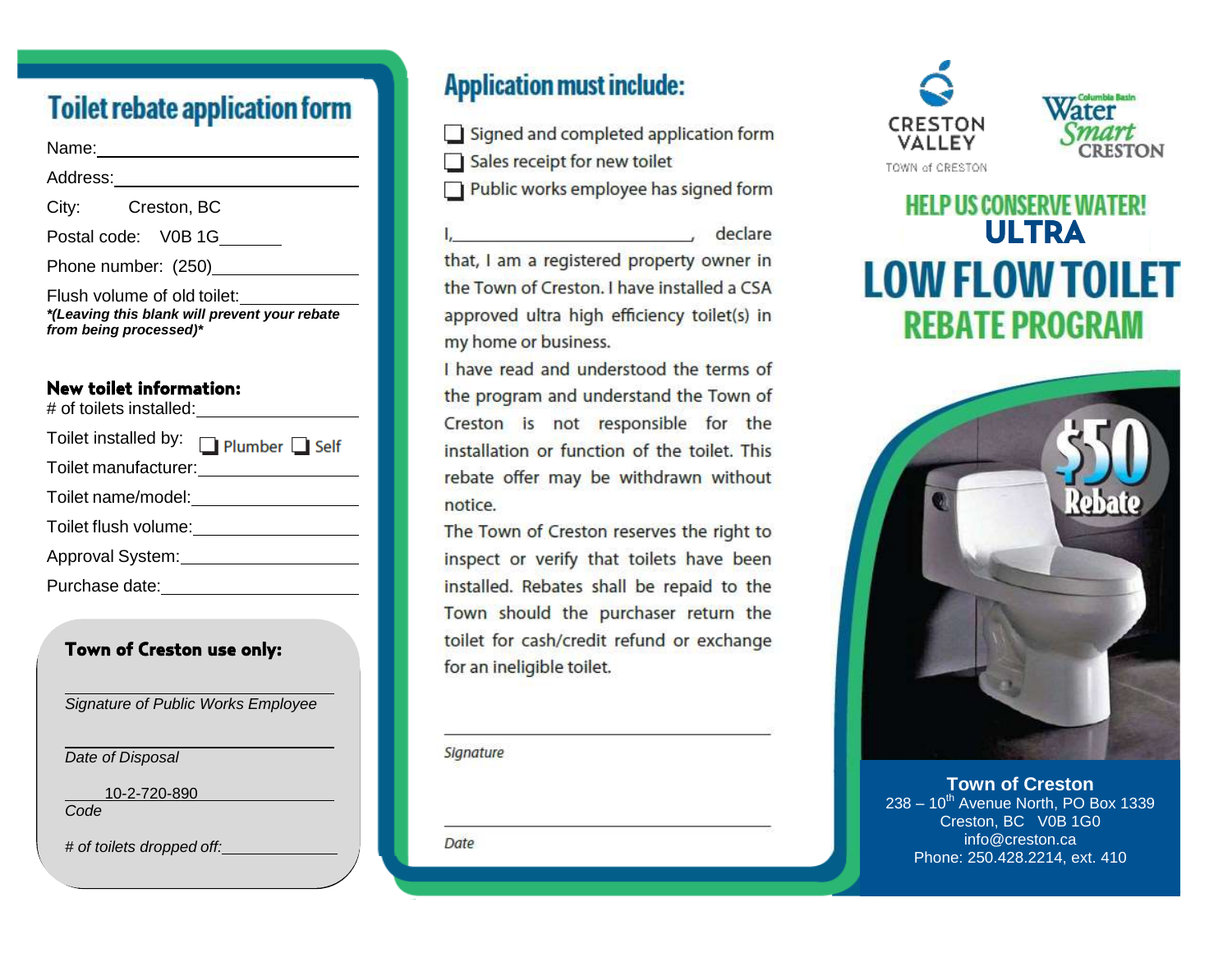# Toilet rebate application form

Name:\_\_\_\_\_\_\_\_\_\_\_\_\_\_\_\_\_\_\_\_\_\_\_\_\_\_\_\_\_\_

Address:\_\_\_\_\_\_\_\_\_\_\_\_\_\_\_\_\_\_\_\_\_\_\_\_\_\_\_\_\_\_

City: Creston, BC

Postal code: V0B 1G\_\_\_\_\_\_\_

Phone number: (250)\_\_\_\_\_\_\_\_\_\_\_\_\_\_\_\_\_\_

Flush volume of old toilet:\_\_\_\_\_\_\_\_\_\_\_\_\_\_

***(Leaving this blank will prevent your rebate from being processed)***

### New toilet information:

\# of toilets installed:\_\_\_\_\_\_\_\_\_\_\_\_\_\_\_\_\_\_

Toilet installed by: ☐ Plumber ☐ Self

Toilet manufacturer:\_\_\_\_\_\_\_\_\_\_\_\_\_\_\_\_\_\_

Toilet name/model:\_\_\_\_\_\_\_\_\_\_\_\_\_\_\_\_\_\_

Toilet flush volume:\_\_\_\_\_\_\_\_\_\_\_\_\_\_\_\_\_\_

Approval System:\_\_\_\_\_\_\_\_\_\_\_\_\_\_\_\_\_\_

Purchase date:\_\_\_\_\_\_\_\_\_\_\_\_\_\_\_\_\_\_

### Town of Creston use only:

\_\_\_\_\_\_\_\_\_\_\_\_\_\_\_\_\_\_\_\_\_\_\_\_\_\_\_\_\_\_

*Signature of Public Works Employee*

\_\_\_\_\_\_\_\_\_\_\_\_\_\_\_\_\_\_\_\_\_\_\_\_\_\_\_\_\_\_

*Date of Disposal*

10-2-720-890

*Code*

*\# of toilets dropped off:*\_\_\_\_\_\_\_\_\_\_\_\_\_\_

# Application must include:

- ☐ Signed and completed application form
- ☐ Sales receipt for new toilet
- ☐ Public works employee has signed form

I,\_\_\_\_\_\_\_\_\_\_\_\_\_\_\_\_\_\_\_\_\_\_\_\_\_\_\_\_, declare that, I am a registered property owner in the Town of Creston. I have installed a CSA approved ultra high efficiency toilet(s) in my home or business.

I have read and understood the terms of the program and understand the Town of Creston is not responsible for the installation or function of the toilet. This rebate offer may be withdrawn without notice.

The Town of Creston reserves the right to inspect or verify that toilets have been installed. Rebates shall be repaid to the Town should the purchaser return the toilet for cash/credit refund or exchange for an ineligible toilet.

\_\_\_\_\_\_\_\_\_\_\_\_\_\_\_\_\_\_\_\_\_\_\_\_\_\_\_\_\_\_

*Signature*

\_\_\_\_\_\_\_\_\_\_\_\_\_\_\_\_\_\_\_\_\_\_\_\_\_\_\_\_\_\_

*Date*

CRESTON VALLEY
TOWN of CRESTON

Columbia Basin Water Smart CRESTON

## HELP US CONSERVE WATER!

# ULTRA LOW FLOW TOILET REBATE PROGRAM

$50 Rebate

**Town of Creston**
238 – 10th Avenue North, PO Box 1339
Creston, BC V0B 1G0
info@creston.ca
Phone: 250.428.2214, ext. 410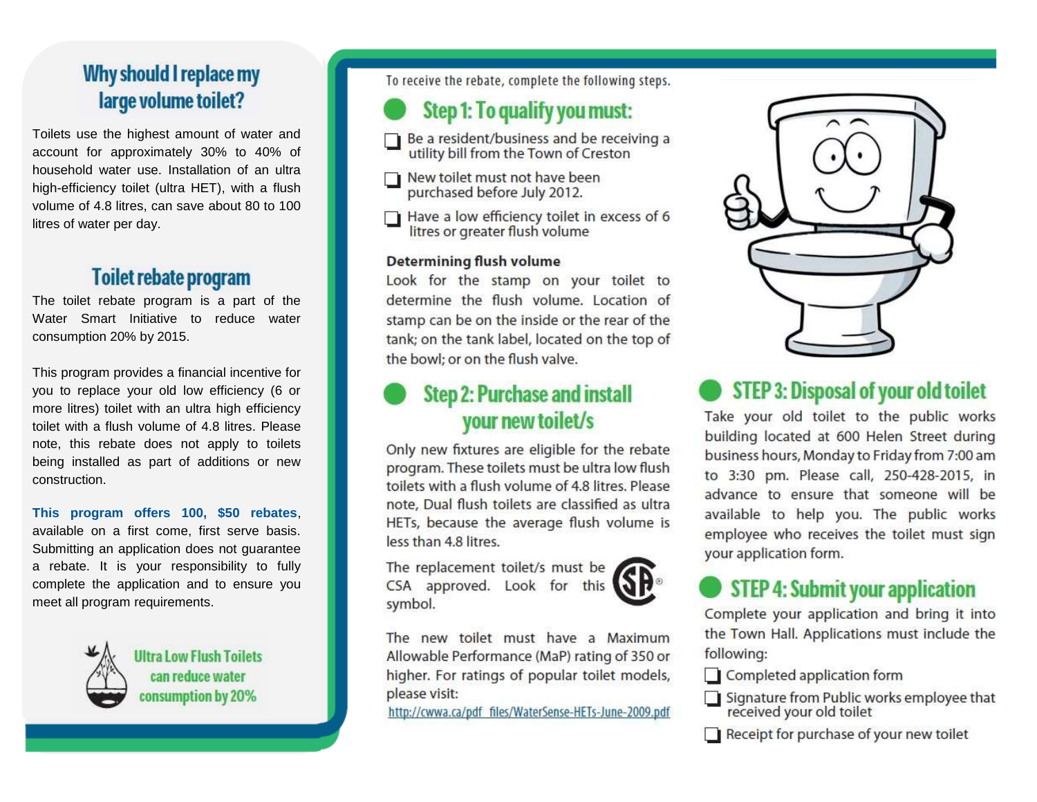## Why should I replace my large volume toilet?

Toilets use the highest amount of water and account for approximately 30% to 40% of household water use. Installation of an ultra high-efficiency toilet (ultra HET), with a flush volume of 4.8 litres, can save about 80 to 100 litres of water per day.

## Toilet rebate program

The toilet rebate program is a part of the Water Smart Initiative to reduce water consumption 20% by 2015.

This program provides a financial incentive for you to replace your old low efficiency (6 or more litres) toilet with an ultra high efficiency toilet with a flush volume of 4.8 litres. Please note, this rebate does not apply to toilets being installed as part of additions or new construction.

**This program offers 100, $50 rebates**, available on a first come, first serve basis. Submitting an application does not guarantee a rebate. It is your responsibility to fully complete the application and to ensure you meet all program requirements.

**Ultra Low Flush Toilets can reduce water consumption by 20%**

To receive the rebate, complete the following steps.

## Step 1: To qualify you must:

- ☐ Be a resident/business and be receiving a utility bill from the Town of Creston
- ☐ New toilet must not have been purchased before July 2012.
- ☐ Have a low efficiency toilet in excess of 6 litres or greater flush volume

**Determining flush volume**

Look for the stamp on your toilet to determine the flush volume. Location of stamp can be on the inside or the rear of the tank; on the tank label, located on the top of the bowl; or on the flush valve.

## Step 2: Purchase and install your new toilet/s

Only new fixtures are eligible for the rebate program. These toilets must be ultra low flush toilets with a flush volume of 4.8 litres. Please note, Dual flush toilets are classified as ultra HETs, because the average flush volume is less than 4.8 litres.

The replacement toilet/s must be CSA approved. Look for this symbol.

The new toilet must have a Maximum Allowable Performance (MaP) rating of 350 or higher. For ratings of popular toilet models, please visit:
http://cwwa.ca/pdf_files/WaterSense-HETs-June-2009.pdf

## STEP 3: Disposal of your old toilet

Take your old toilet to the public works building located at 600 Helen Street during business hours, Monday to Friday from 7:00 am to 3:30 pm. Please call, 250-428-2015, in advance to ensure that someone will be available to help you. The public works employee who receives the toilet must sign your application form.

## STEP 4: Submit your application

Complete your application and bring it into the Town Hall. Applications must include the following:

- ☐ Completed application form
- ☐ Signature from Public works employee that received your old toilet
- ☐ Receipt for purchase of your new toilet